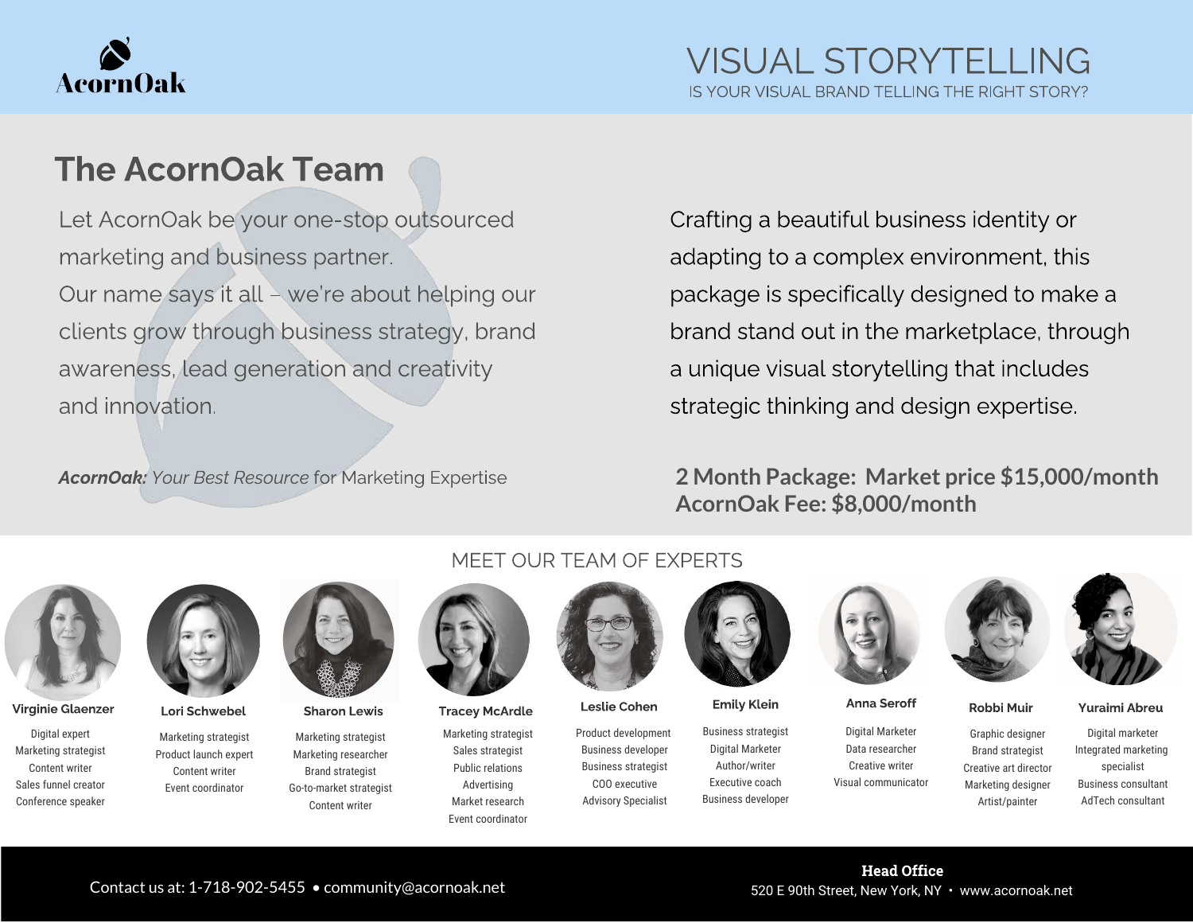AcornOak

# VISUAL STORYTELLING

IS YOUR VISUAL BRAND TELLING THE RIGHT STORY?

## The AcornOak Team

Let AcornOak be your one-stop outsourced marketing and business partner.
Our name says it all – we're about helping our clients grow through business strategy, brand awareness, lead generation and creativity and innovation.

***AcornOak:*** *Your Best Resource* for Marketing Expertise

Crafting a beautiful business identity or adapting to a complex environment, this package is specifically designed to make a brand stand out in the marketplace, through a unique visual storytelling that includes strategic thinking and design expertise.

**2 Month Package: Market price $15,000/month**
**AcornOak Fee: $8,000/month**

### MEET OUR TEAM OF EXPERTS

**Virginie Glaenzer**
Digital expert
Marketing strategist
Content writer
Sales funnel creator
Conference speaker

**Lori Schwebel**
Marketing strategist
Product launch expert
Content writer
Event coordinator

**Sharon Lewis**
Marketing strategist
Marketing researcher
Brand strategist
Go-to-market strategist
Content writer

**Tracey McArdle**
Marketing strategist
Sales strategist
Public relations
Advertising
Market research
Event coordinator

**Leslie Cohen**
Product development
Business developer
Business strategist
COO executive
Advisory Specialist

**Emily Klein**
Business strategist
Digital Marketer
Author/writer
Executive coach
Business developer

**Anna Seroff**
Digital Marketer
Data researcher
Creative writer
Visual communicator

**Robbi Muir**
Graphic designer
Brand strategist
Creative art director
Marketing designer
Artist/painter

**Yuraimi Abreu**
Digital marketer
Integrated marketing specialist
Business consultant
AdTech consultant

Contact us at: 1-718-902-5455 • community@acornoak.net

**Head Office**
520 E 90th Street, New York, NY • www.acornoak.net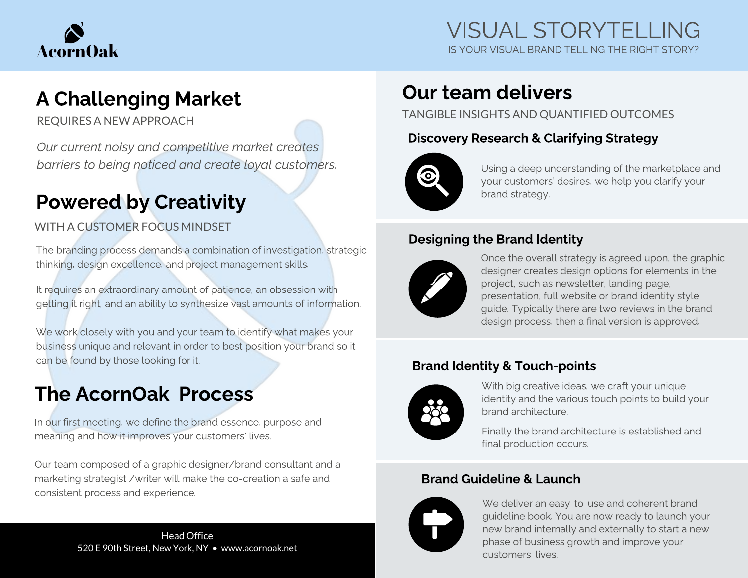AcornOak

# VISUAL STORYTELLING

IS YOUR VISUAL BRAND TELLING THE RIGHT STORY?

## A Challenging Market

REQUIRES A NEW APPROACH

*Our current noisy and competitive market creates barriers to being noticed and create loyal customers.*

## Powered by Creativity

WITH A CUSTOMER FOCUS MINDSET

The branding process demands a combination of investigation, strategic thinking, design excellence, and project management skills.

It requires an extraordinary amount of patience, an obsession with getting it right, and an ability to synthesize vast amounts of information.

We work closely with you and your team to identify what makes your business unique and relevant in order to best position your brand so it can be found by those looking for it.

## The AcornOak Process

In our first meeting, we define the brand essence, purpose and meaning and how it improves your customers' lives.

Our team composed of a graphic designer/brand consultant and a marketing strategist /writer will make the co-creation a safe and consistent process and experience.

Head Office
520 E 90th Street, New York, NY • www.acornoak.net

## Our team delivers

TANGIBLE INSIGHTS AND QUANTIFIED OUTCOMES

### Discovery Research & Clarifying Strategy

Using a deep understanding of the marketplace and your customers' desires, we help you clarify your brand strategy.

### Designing the Brand Identity

Once the overall strategy is agreed upon, the graphic designer creates design options for elements in the project, such as newsletter, landing page, presentation, full website or brand identity style guide. Typically there are two reviews in the brand design process, then a final version is approved.

### Brand Identity & Touch-points

With big creative ideas, we craft your unique identity and the various touch points to build your brand architecture.

Finally the brand architecture is established and final production occurs.

### Brand Guideline & Launch

We deliver an easy-to-use and coherent brand guideline book. You are now ready to launch your new brand internally and externally to start a new phase of business growth and improve your customers' lives.